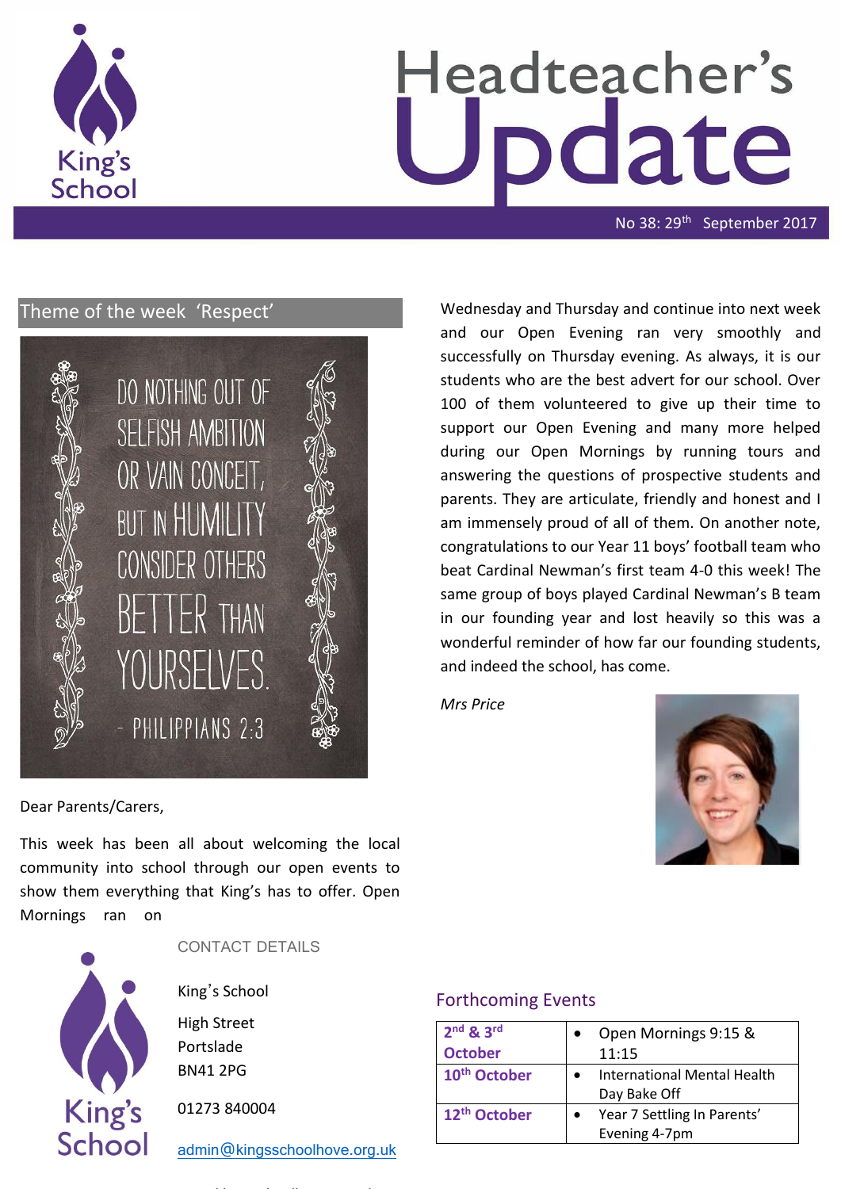# Headteacher's Update

No 38: 29th September 2017

## Theme of the week 'Respect'

DO NOTHING OUT OF SELFISH AMBITION OR VAIN CONCEIT, BUT IN HUMILITY CONSIDER OTHERS BETTER THAN YOURSELVES.

- PHILIPPIANS 2:3

Dear Parents/Carers,

This week has been all about welcoming the local community into school through our open events to show them everything that King's has to offer. Open Mornings ran on Wednesday and Thursday and continue into next week and our Open Evening ran very smoothly and successfully on Thursday evening. As always, it is our students who are the best advert for our school. Over 100 of them volunteered to give up their time to support our Open Evening and many more helped during our Open Mornings by running tours and answering the questions of prospective students and parents. They are articulate, friendly and honest and I am immensely proud of all of them. On another note, congratulations to our Year 11 boys' football team who beat Cardinal Newman's first team 4-0 this week! The same group of boys played Cardinal Newman's B team in our founding year and lost heavily so this was a wonderful reminder of how far our founding students, and indeed the school, has come.

*Mrs Price*

CONTACT DETAILS

King's School

High Street
Portslade
BN41 2PG

01273 840004

admin@kingsschoolhove.org.uk

## Forthcoming Events

| | |
|---|---|
| **2nd & 3rd October** | • Open Mornings 9:15 & 11:15 |
| **10th October** | • International Mental Health Day Bake Off |
| **12th October** | • Year 7 Settling In Parents' Evening 4-7pm |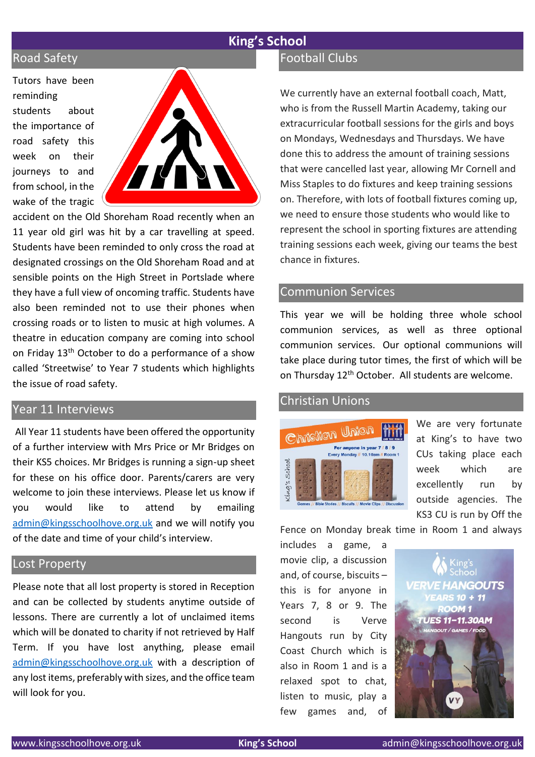# King's School

## Road Safety

Tutors have been reminding students about the importance of road safety this week on their journeys to and from school, in the wake of the tragic accident on the Old Shoreham Road recently when an 11 year old girl was hit by a car travelling at speed. Students have been reminded to only cross the road at designated crossings on the Old Shoreham Road and at sensible points on the High Street in Portslade where they have a full view of oncoming traffic. Students have also been reminded not to use their phones when crossing roads or to listen to music at high volumes. A theatre in education company are coming into school on Friday 13th October to do a performance of a show called 'Streetwise' to Year 7 students which highlights the issue of road safety.

## Year 11 Interviews

All Year 11 students have been offered the opportunity of a further interview with Mrs Price or Mr Bridges on their KS5 choices. Mr Bridges is running a sign-up sheet for these on his office door. Parents/carers are very welcome to join these interviews. Please let us know if you would like to attend by emailing admin@kingsschoolhove.org.uk and we will notify you of the date and time of your child's interview.

## Lost Property

Please note that all lost property is stored in Reception and can be collected by students anytime outside of lessons. There are currently a lot of unclaimed items which will be donated to charity if not retrieved by Half Term. If you have lost anything, please email admin@kingsschoolhove.org.uk with a description of any lost items, preferably with sizes, and the office team will look for you.

## Football Clubs

We currently have an external football coach, Matt, who is from the Russell Martin Academy, taking our extracurricular football sessions for the girls and boys on Mondays, Wednesdays and Thursdays. We have done this to address the amount of training sessions that were cancelled last year, allowing Mr Cornell and Miss Staples to do fixtures and keep training sessions on. Therefore, with lots of football fixtures coming up, we need to ensure those students who would like to represent the school in sporting fixtures are attending training sessions each week, giving our teams the best chance in fixtures.

## Communion Services

This year we will be holding three whole school communion services, as well as three optional communion services. Our optional communions will take place during tutor times, the first of which will be on Thursday 12th October. All students are welcome.

## Christian Unions

We are very fortunate at King's to have two CUs taking place each week which are excellently run by outside agencies. The KS3 CU is run by Off the Fence on Monday break time in Room 1 and always includes a game, a movie clip, a discussion and, of course, biscuits – this is for anyone in Years 7, 8 or 9. The second is Verve Hangouts run by City Coast Church which is also in Room 1 and is a relaxed spot to chat, listen to music, play a few games and, of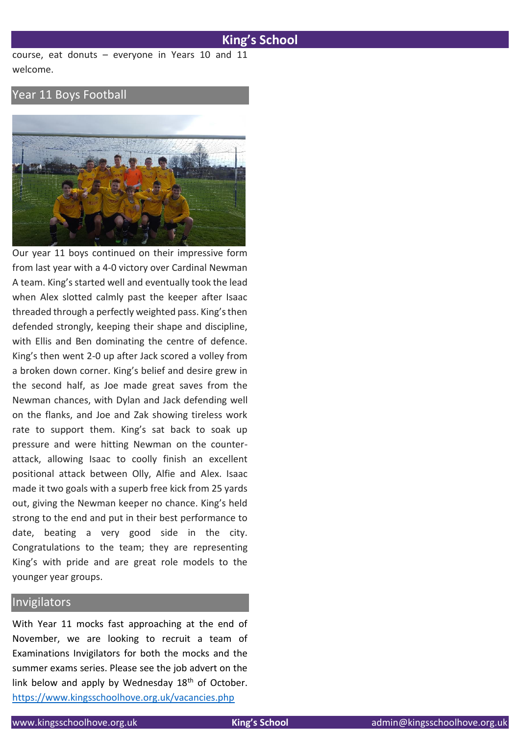course, eat donuts – everyone in Years 10 and 11 welcome.

## Year 11 Boys Football

Our year 11 boys continued on their impressive form from last year with a 4-0 victory over Cardinal Newman A team. King's started well and eventually took the lead when Alex slotted calmly past the keeper after Isaac threaded through a perfectly weighted pass. King's then defended strongly, keeping their shape and discipline, with Ellis and Ben dominating the centre of defence. King's then went 2-0 up after Jack scored a volley from a broken down corner. King's belief and desire grew in the second half, as Joe made great saves from the Newman chances, with Dylan and Jack defending well on the flanks, and Joe and Zak showing tireless work rate to support them. King's sat back to soak up pressure and were hitting Newman on the counter-attack, allowing Isaac to coolly finish an excellent positional attack between Olly, Alfie and Alex. Isaac made it two goals with a superb free kick from 25 yards out, giving the Newman keeper no chance. King's held strong to the end and put in their best performance to date, beating a very good side in the city. Congratulations to the team; they are representing King's with pride and are great role models to the younger year groups.

## Invigilators

With Year 11 mocks fast approaching at the end of November, we are looking to recruit a team of Examinations Invigilators for both the mocks and the summer exams series. Please see the job advert on the link below and apply by Wednesday 18th of October.
https://www.kingsschoolhove.org.uk/vacancies.php